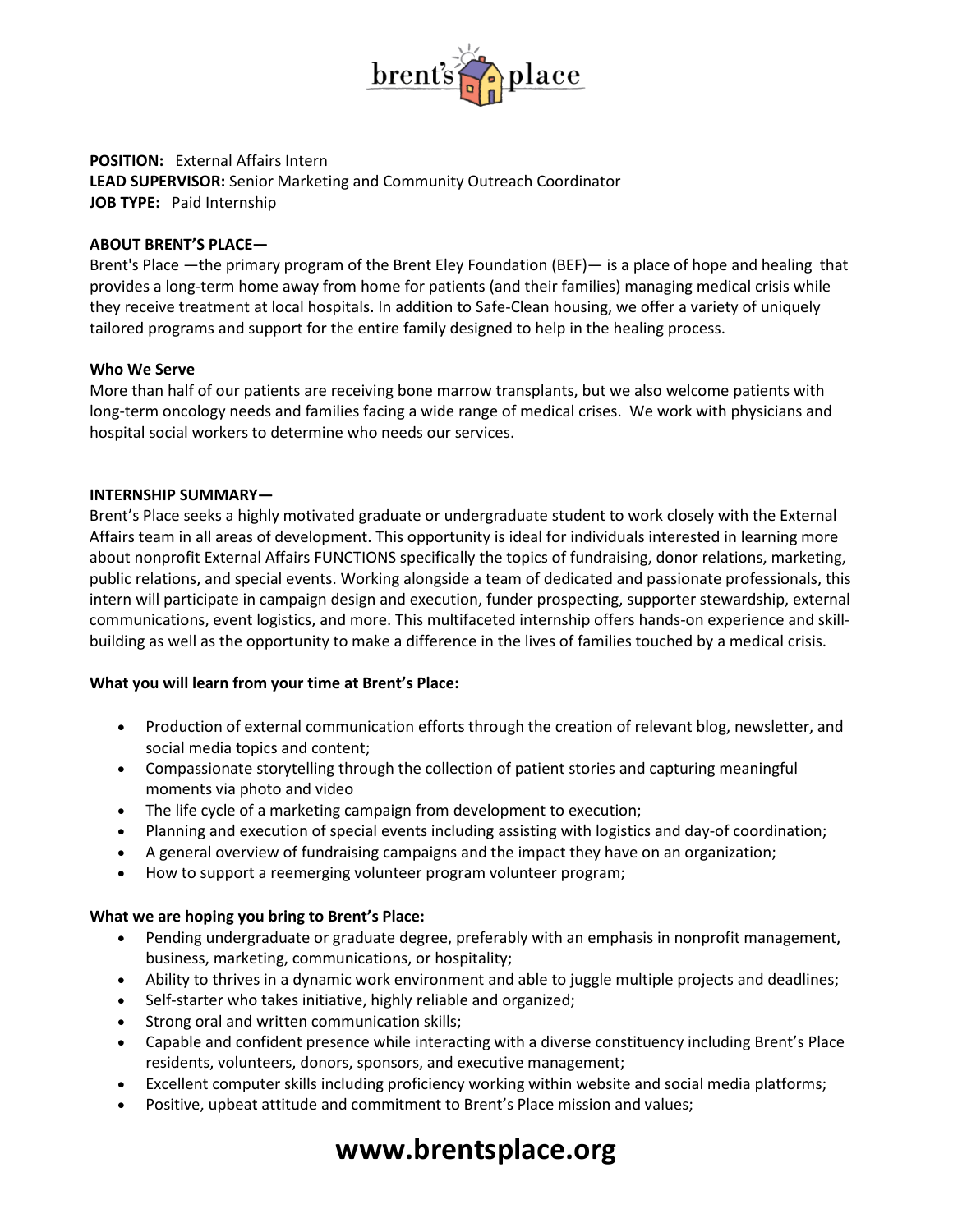**POSITION:** External Affairs Intern
**LEAD SUPERVISOR:** Senior Marketing and Community Outreach Coordinator
**JOB TYPE:** Paid Internship

**ABOUT BRENT'S PLACE—**

Brent's Place —the primary program of the Brent Eley Foundation (BEF)— is a place of hope and healing that provides a long-term home away from home for patients (and their families) managing medical crisis while they receive treatment at local hospitals. In addition to Safe-Clean housing, we offer a variety of uniquely tailored programs and support for the entire family designed to help in the healing process.

**Who We Serve**

More than half of our patients are receiving bone marrow transplants, but we also welcome patients with long-term oncology needs and families facing a wide range of medical crises. We work with physicians and hospital social workers to determine who needs our services.

**INTERNSHIP SUMMARY—**

Brent's Place seeks a highly motivated graduate or undergraduate student to work closely with the External Affairs team in all areas of development. This opportunity is ideal for individuals interested in learning more about nonprofit External Affairs FUNCTIONS specifically the topics of fundraising, donor relations, marketing, public relations, and special events. Working alongside a team of dedicated and passionate professionals, this intern will participate in campaign design and execution, funder prospecting, supporter stewardship, external communications, event logistics, and more. This multifaceted internship offers hands-on experience and skill-building as well as the opportunity to make a difference in the lives of families touched by a medical crisis.

**What you will learn from your time at Brent's Place:**

- Production of external communication efforts through the creation of relevant blog, newsletter, and social media topics and content;
- Compassionate storytelling through the collection of patient stories and capturing meaningful moments via photo and video
- The life cycle of a marketing campaign from development to execution;
- Planning and execution of special events including assisting with logistics and day-of coordination;
- A general overview of fundraising campaigns and the impact they have on an organization;
- How to support a reemerging volunteer program volunteer program;

**What we are hoping you bring to Brent's Place:**

- Pending undergraduate or graduate degree, preferably with an emphasis in nonprofit management, business, marketing, communications, or hospitality;
- Ability to thrives in a dynamic work environment and able to juggle multiple projects and deadlines;
- Self-starter who takes initiative, highly reliable and organized;
- Strong oral and written communication skills;
- Capable and confident presence while interacting with a diverse constituency including Brent's Place residents, volunteers, donors, sponsors, and executive management;
- Excellent computer skills including proficiency working within website and social media platforms;
- Positive, upbeat attitude and commitment to Brent's Place mission and values;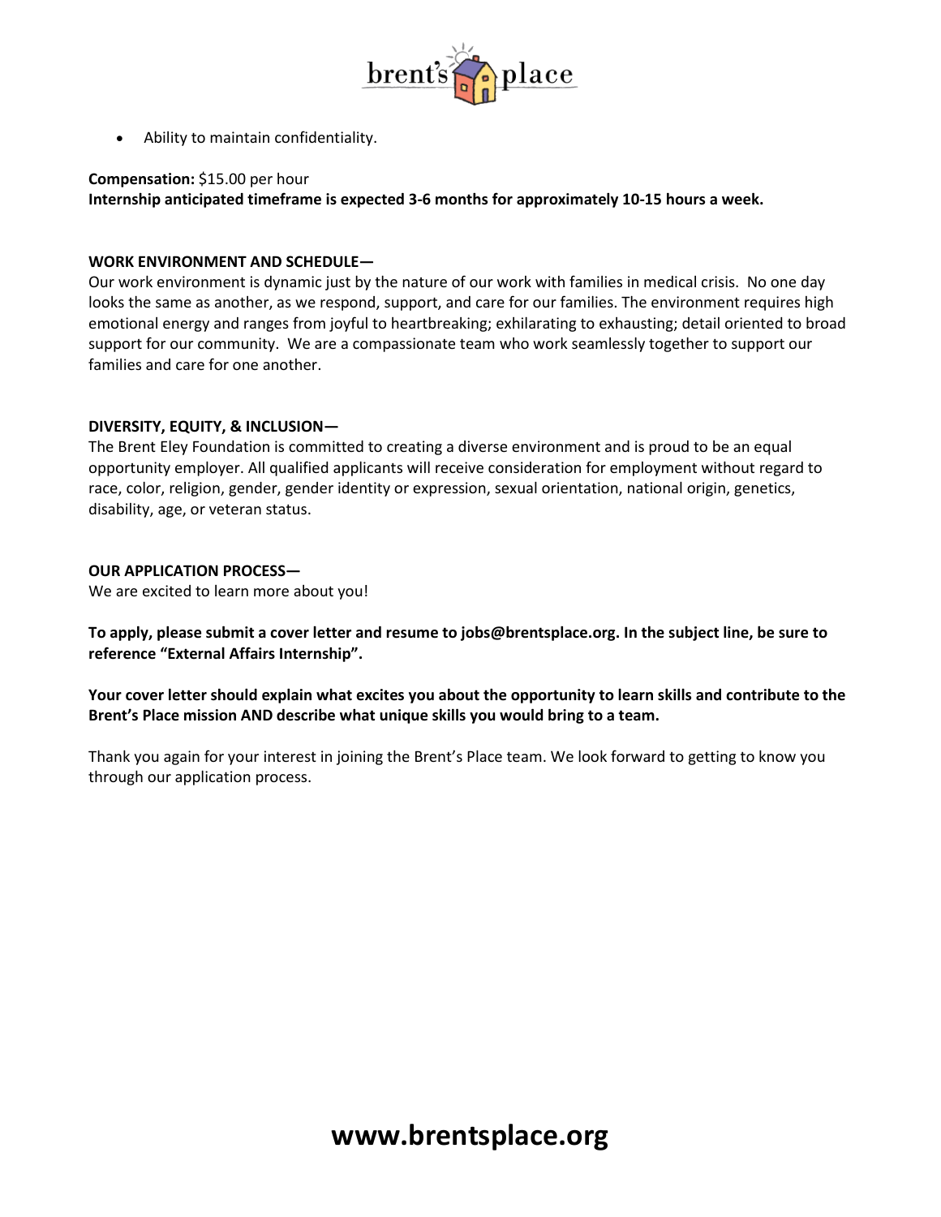- Ability to maintain confidentiality.

**Compensation:** $15.00 per hour
**Internship anticipated timeframe is expected 3-6 months for approximately 10-15 hours a week.**

**WORK ENVIRONMENT AND SCHEDULE—**
Our work environment is dynamic just by the nature of our work with families in medical crisis. No one day looks the same as another, as we respond, support, and care for our families. The environment requires high emotional energy and ranges from joyful to heartbreaking; exhilarating to exhausting; detail oriented to broad support for our community. We are a compassionate team who work seamlessly together to support our families and care for one another.

**DIVERSITY, EQUITY, & INCLUSION—**
The Brent Eley Foundation is committed to creating a diverse environment and is proud to be an equal opportunity employer. All qualified applicants will receive consideration for employment without regard to race, color, religion, gender, gender identity or expression, sexual orientation, national origin, genetics, disability, age, or veteran status.

**OUR APPLICATION PROCESS—**
We are excited to learn more about you!

**To apply, please submit a cover letter and resume to jobs@brentsplace.org. In the subject line, be sure to reference "External Affairs Internship".**

**Your cover letter should explain what excites you about the opportunity to learn skills and contribute to the Brent's Place mission AND describe what unique skills you would bring to a team.**

Thank you again for your interest in joining the Brent's Place team. We look forward to getting to know you through our application process.